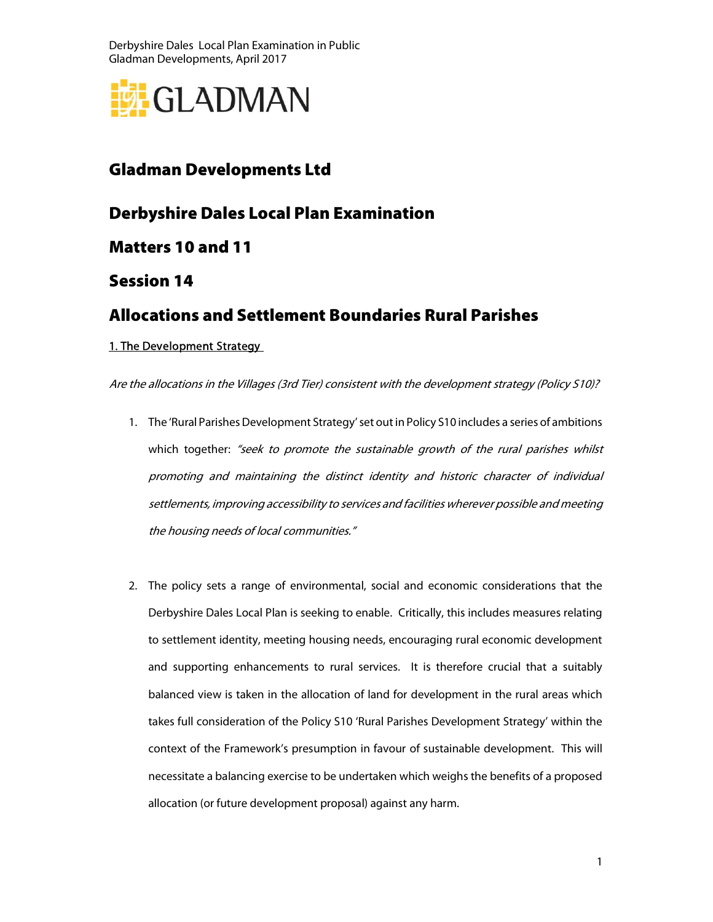GLADMAN

# Gladman Developments Ltd

## Derbyshire Dales Local Plan Examination

## Matters 10 and 11

## Session 14

## Allocations and Settlement Boundaries Rural Parishes

1. The Development Strategy

*Are the allocations in the Villages (3rd Tier) consistent with the development strategy (Policy S10)?*

1. The 'Rural Parishes Development Strategy' set out in Policy S10 includes a series of ambitions which together: *"seek to promote the sustainable growth of the rural parishes whilst promoting and maintaining the distinct identity and historic character of individual settlements, improving accessibility to services and facilities wherever possible and meeting the housing needs of local communities."*

2. The policy sets a range of environmental, social and economic considerations that the Derbyshire Dales Local Plan is seeking to enable. Critically, this includes measures relating to settlement identity, meeting housing needs, encouraging rural economic development and supporting enhancements to rural services. It is therefore crucial that a suitably balanced view is taken in the allocation of land for development in the rural areas which takes full consideration of the Policy S10 'Rural Parishes Development Strategy' within the context of the Framework's presumption in favour of sustainable development. This will necessitate a balancing exercise to be undertaken which weighs the benefits of a proposed allocation (or future development proposal) against any harm.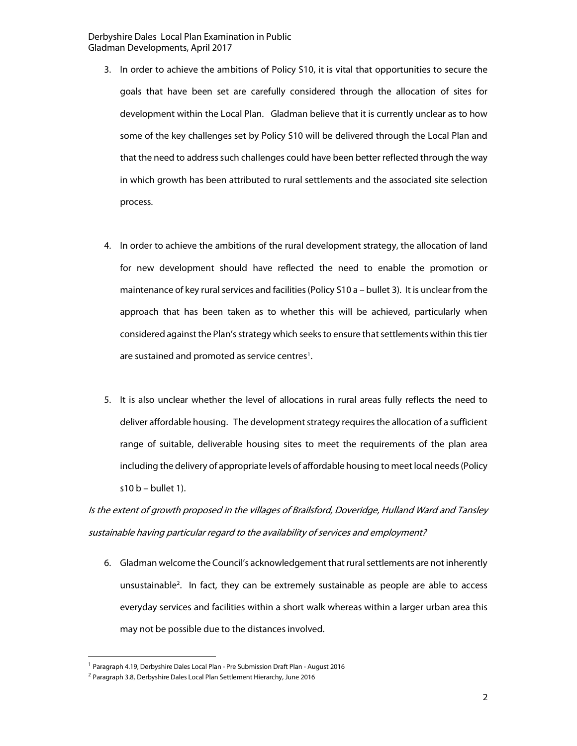3. In order to achieve the ambitions of Policy S10, it is vital that opportunities to secure the goals that have been set are carefully considered through the allocation of sites for development within the Local Plan. Gladman believe that it is currently unclear as to how some of the key challenges set by Policy S10 will be delivered through the Local Plan and that the need to address such challenges could have been better reflected through the way in which growth has been attributed to rural settlements and the associated site selection process.

4. In order to achieve the ambitions of the rural development strategy, the allocation of land for new development should have reflected the need to enable the promotion or maintenance of key rural services and facilities (Policy S10 a – bullet 3). It is unclear from the approach that has been taken as to whether this will be achieved, particularly when considered against the Plan's strategy which seeks to ensure that settlements within this tier are sustained and promoted as service centres[1].

5. It is also unclear whether the level of allocations in rural areas fully reflects the need to deliver affordable housing. The development strategy requires the allocation of a sufficient range of suitable, deliverable housing sites to meet the requirements of the plan area including the delivery of appropriate levels of affordable housing to meet local needs (Policy s10 b – bullet 1).

*Is the extent of growth proposed in the villages of Brailsford, Doveridge, Hulland Ward and Tansley sustainable having particular regard to the availability of services and employment?*

6. Gladman welcome the Council's acknowledgement that rural settlements are not inherently unsustainable[2]. In fact, they can be extremely sustainable as people are able to access everyday services and facilities within a short walk whereas within a larger urban area this may not be possible due to the distances involved.

---

[1] Paragraph 4.19, Derbyshire Dales Local Plan - Pre Submission Draft Plan - August 2016

[2] Paragraph 3.8, Derbyshire Dales Local Plan Settlement Hierarchy, June 2016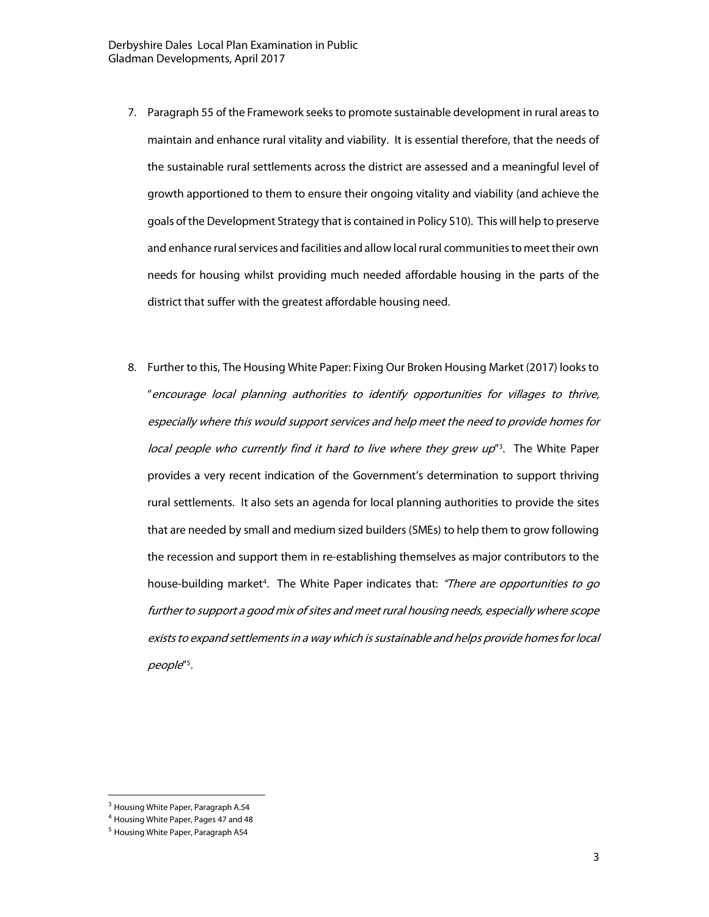7. Paragraph 55 of the Framework seeks to promote sustainable development in rural areas to maintain and enhance rural vitality and viability. It is essential therefore, that the needs of the sustainable rural settlements across the district are assessed and a meaningful level of growth apportioned to them to ensure their ongoing vitality and viability (and achieve the goals of the Development Strategy that is contained in Policy S10). This will help to preserve and enhance rural services and facilities and allow local rural communities to meet their own needs for housing whilst providing much needed affordable housing in the parts of the district that suffer with the greatest affordable housing need.

8. Further to this, The Housing White Paper: Fixing Our Broken Housing Market (2017) looks to "*encourage local planning authorities to identify opportunities for villages to thrive, especially where this would support services and help meet the need to provide homes for local people who currently find it hard to live where they grew up*"[3]. The White Paper provides a very recent indication of the Government's determination to support thriving rural settlements. It also sets an agenda for local planning authorities to provide the sites that are needed by small and medium sized builders (SMEs) to help them to grow following the recession and support them in re-establishing themselves as major contributors to the house-building market[4]. The White Paper indicates that: *"There are opportunities to go further to support a good mix of sites and meet rural housing needs, especially where scope exists to expand settlements in a way which is sustainable and helps provide homes for local people*"[5].

---

[3] Housing White Paper, Paragraph A.54

[4] Housing White Paper, Pages 47 and 48

[5] Housing White Paper, Paragraph A54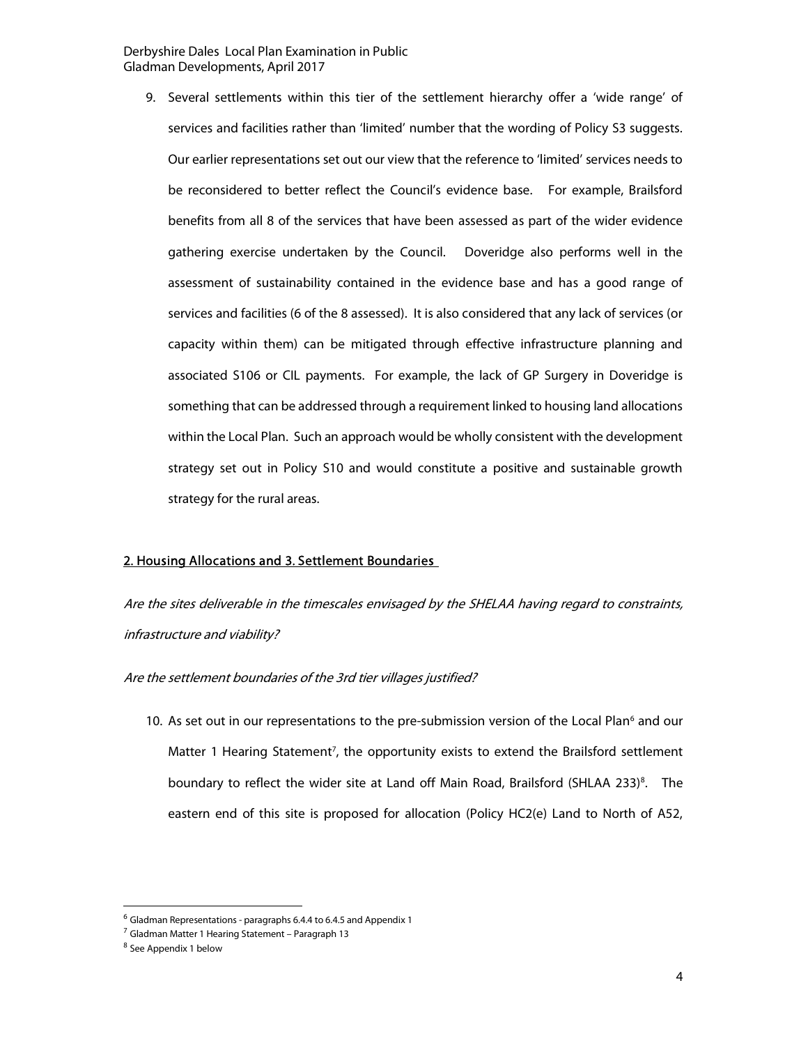9. Several settlements within this tier of the settlement hierarchy offer a 'wide range' of services and facilities rather than 'limited' number that the wording of Policy S3 suggests. Our earlier representations set out our view that the reference to 'limited' services needs to be reconsidered to better reflect the Council's evidence base. For example, Brailsford benefits from all 8 of the services that have been assessed as part of the wider evidence gathering exercise undertaken by the Council. Doveridge also performs well in the assessment of sustainability contained in the evidence base and has a good range of services and facilities (6 of the 8 assessed). It is also considered that any lack of services (or capacity within them) can be mitigated through effective infrastructure planning and associated S106 or CIL payments. For example, the lack of GP Surgery in Doveridge is something that can be addressed through a requirement linked to housing land allocations within the Local Plan. Such an approach would be wholly consistent with the development strategy set out in Policy S10 and would constitute a positive and sustainable growth strategy for the rural areas.

## 2. Housing Allocations and 3. Settlement Boundaries

*Are the sites deliverable in the timescales envisaged by the SHELAA having regard to constraints, infrastructure and viability?*

*Are the settlement boundaries of the 3rd tier villages justified?*

10. As set out in our representations to the pre-submission version of the Local Plan[6] and our Matter 1 Hearing Statement[7], the opportunity exists to extend the Brailsford settlement boundary to reflect the wider site at Land off Main Road, Brailsford (SHLAA 233)[8]. The eastern end of this site is proposed for allocation (Policy HC2(e) Land to North of A52,

---

[6] Gladman Representations - paragraphs 6.4.4 to 6.4.5 and Appendix 1

[7] Gladman Matter 1 Hearing Statement – Paragraph 13

[8] See Appendix 1 below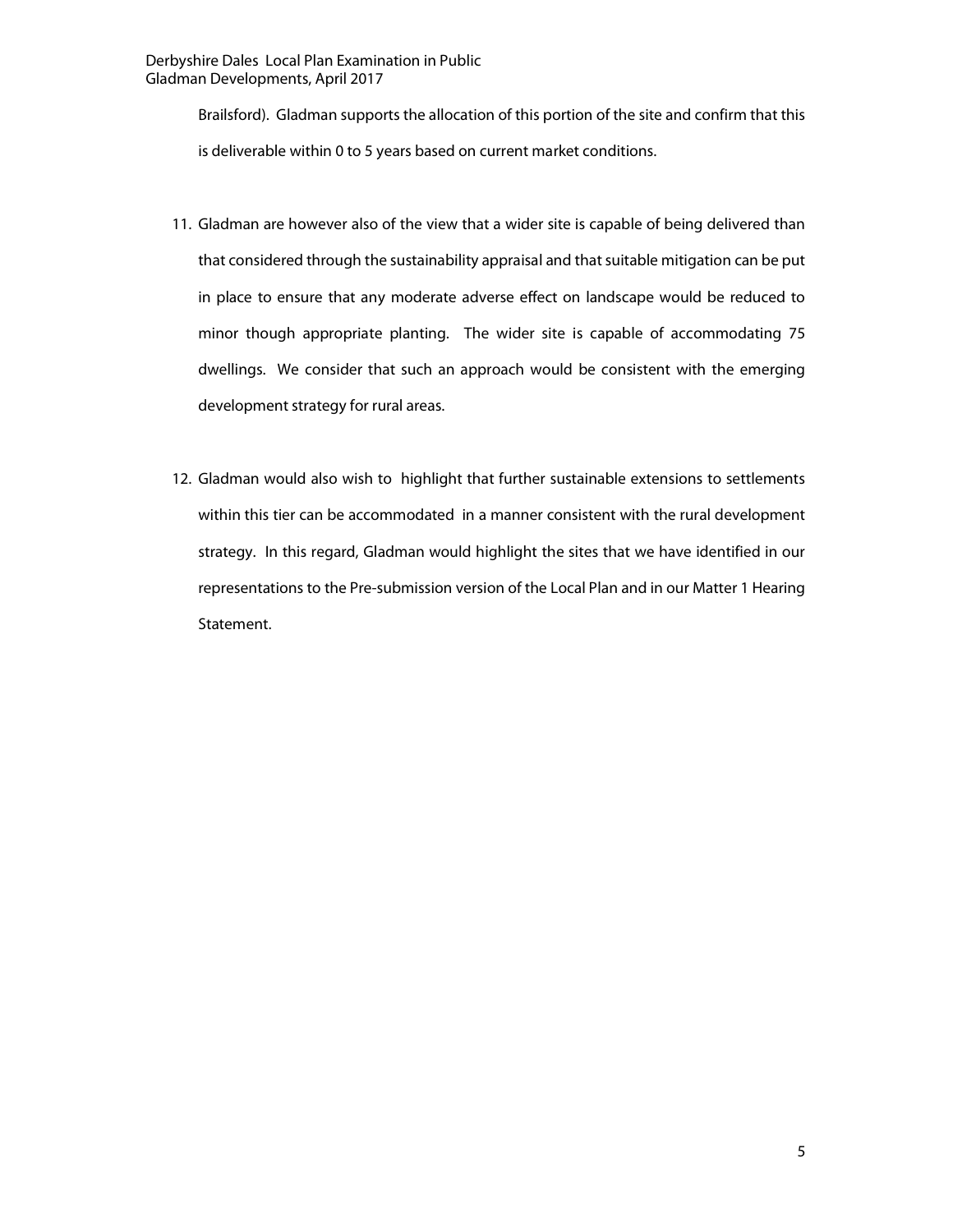Brailsford). Gladman supports the allocation of this portion of the site and confirm that this is deliverable within 0 to 5 years based on current market conditions.

11. Gladman are however also of the view that a wider site is capable of being delivered than that considered through the sustainability appraisal and that suitable mitigation can be put in place to ensure that any moderate adverse effect on landscape would be reduced to minor though appropriate planting. The wider site is capable of accommodating 75 dwellings. We consider that such an approach would be consistent with the emerging development strategy for rural areas.

12. Gladman would also wish to highlight that further sustainable extensions to settlements within this tier can be accommodated in a manner consistent with the rural development strategy. In this regard, Gladman would highlight the sites that we have identified in our representations to the Pre-submission version of the Local Plan and in our Matter 1 Hearing Statement.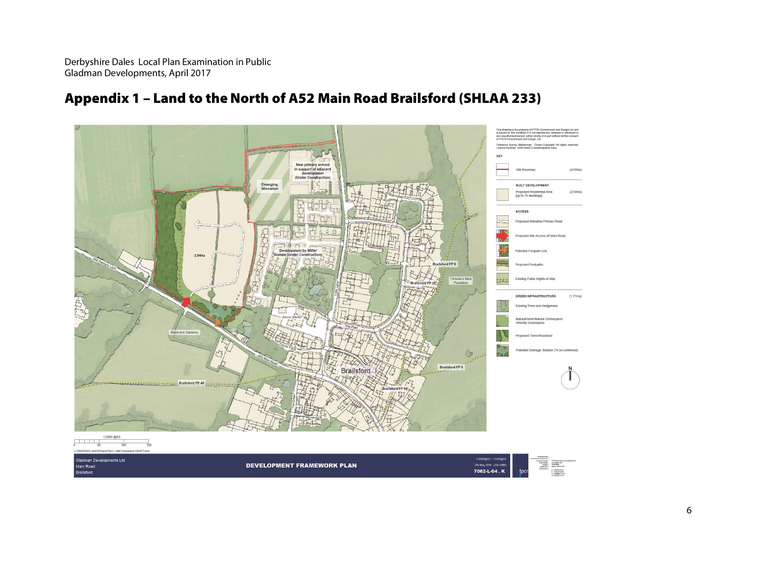Derbyshire Dales Local Plan Examination in Public
Gladman Developments, April 2017

# Appendix 1 – Land to the North of A52 Main Road Brailsford (SHLAA 233)

This drawing is the property of FPCR Environment and Design Ltd and is issued on the condition it is not reproduced, retained or disclosed to any unauthorised person, either wholly or in part without written consent of FPCR Environment and Design Ltd.

Ordnance Survey Mastermap - Crown Copyright. All rights reserved. Licence Number: 100019980 (Centremapslive.com)

KEY

Site Boundary (4.65Ha)

BUILT DEVELOPMENT

Proposed Residential Area (up to 75 dwellings) (2.94Ha)

ACCESS

Proposed Indicative Primary Road

Proposed Site Access off Main Road

Potential Footpath Link

Proposed Footpaths

Existing Public Rights of Way

GREEN INFRASTRUCTURE (1.71Ha)

Existing Trees and Hedgerows

Natural/Semi Natural Greenspace/ Amenity Greenspace

Proposed Trees/Woodland

Potential Drainage Solution (To be confirmed)

New primary school in support of adjacent development (Under Construction)

Emerging Allocation

Development by Miller Homes (Under Construction)

2.94Ha

A52 Painters Lane

Allotment Gardens

Stone Werks

A52 Main Road

Corner Farm

The Plain

Luke Lane

The Green

Brailsford

Brailsford FP 6

Brailsford FP 36

Throstle's Nest Plantation

Brailsford FP 8

Brailsford FP 40

Brailsford FP 80

N

1:2500 @A3

0 50 100 150

J:\7000\7062\LANDS\Plans\7062-L-04K Framework DRAFT.indd

Gladman Developments Ltd
Main Road
Brailsford

DEVELOPMENT FRAMEWORK PLAN

1:2500@A3 / 1:1250@A1
27th May 2016 LEB / KMN
7062-L-04 . K

fpcr